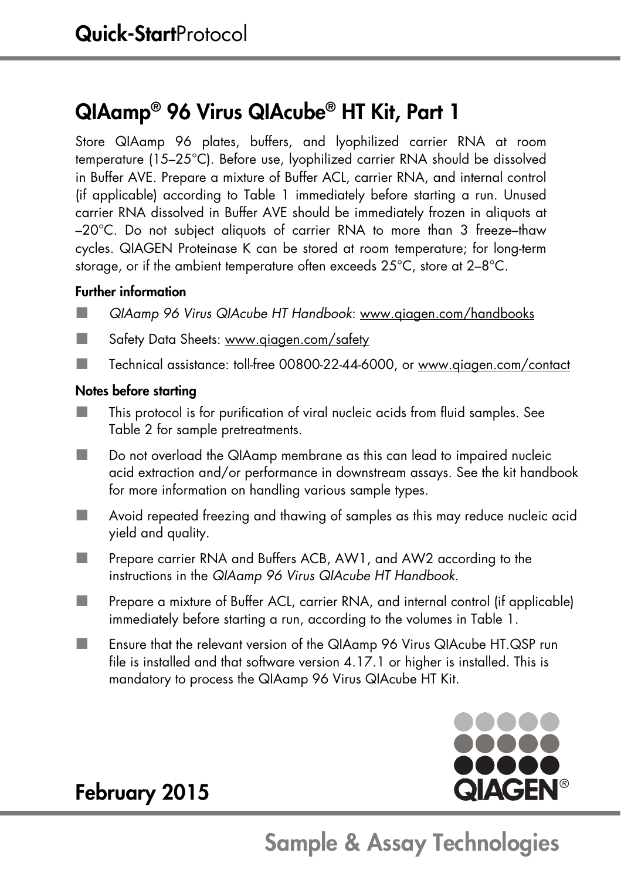Quick-StartProtocol

# QIAamp® 96 Virus QIAcube® HT Kit, Part 1

Store QIAamp 96 plates, buffers, and lyophilized carrier RNA at room temperature (15–25°C). Before use, lyophilized carrier RNA should be dissolved in Buffer AVE. Prepare a mixture of Buffer ACL, carrier RNA, and internal control (if applicable) according to Table 1 immediately before starting a run. Unused carrier RNA dissolved in Buffer AVE should be immediately frozen in aliquots at –20°C. Do not subject aliquots of carrier RNA to more than 3 freeze–thaw cycles. QIAGEN Proteinase K can be stored at room temperature; for long-term storage, or if the ambient temperature often exceeds 25°C, store at 2–8°C.

### Further information

- *QIAamp 96 Virus QIAcube HT Handbook*: www.qiagen.com/handbooks
- Safety Data Sheets: www.qiagen.com/safety
- Technical assistance: toll-free 00800-22-44-6000, or www.qiagen.com/contact

### Notes before starting

- This protocol is for purification of viral nucleic acids from fluid samples. See Table 2 for sample pretreatments.
- Do not overload the QIAamp membrane as this can lead to impaired nucleic acid extraction and/or performance in downstream assays. See the kit handbook for more information on handling various sample types.
- Avoid repeated freezing and thawing of samples as this may reduce nucleic acid yield and quality.
- Prepare carrier RNA and Buffers ACB, AW1, and AW2 according to the instructions in the *QIAamp 96 Virus QIAcube HT Handbook*.
- Prepare a mixture of Buffer ACL, carrier RNA, and internal control (if applicable) immediately before starting a run, according to the volumes in Table 1.
- Ensure that the relevant version of the QIAamp 96 Virus QIAcube HT.QSP run file is installed and that software version 4.17.1 or higher is installed. This is mandatory to process the QIAamp 96 Virus QIAcube HT Kit.

February 2015

Sample & Assay Technologies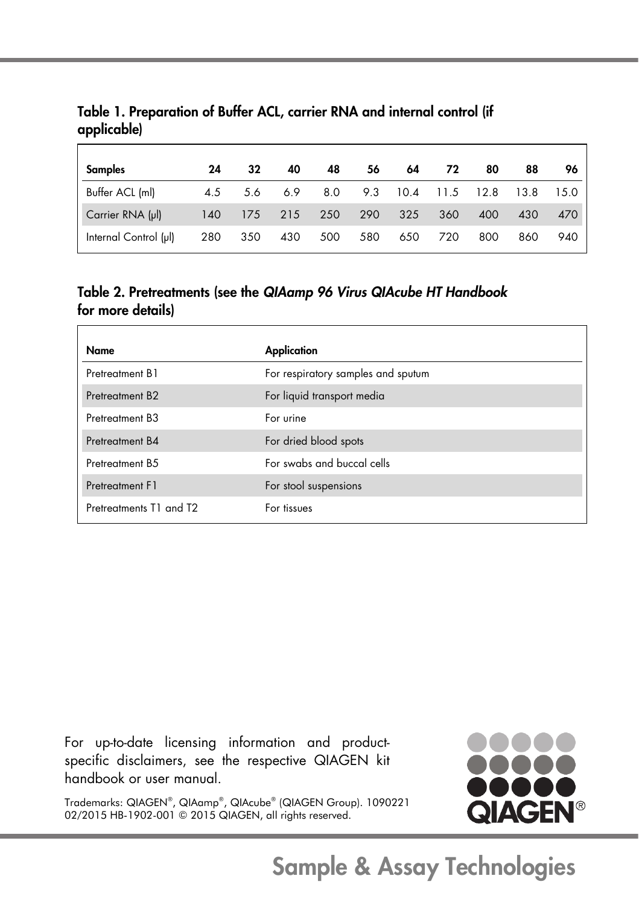**Table 1. Preparation of Buffer ACL, carrier RNA and internal control (if applicable)**

| Samples | 24 | 32 | 40 | 48 | 56 | 64 | 72 | 80 | 88 | 96 |
|---|---|---|---|---|---|---|---|---|---|---|
| Buffer ACL (ml) | 4.5 | 5.6 | 6.9 | 8.0 | 9.3 | 10.4 | 11.5 | 12.8 | 13.8 | 15.0 |
| Carrier RNA (µl) | 140 | 175 | 215 | 250 | 290 | 325 | 360 | 400 | 430 | 470 |
| Internal Control (µl) | 280 | 350 | 430 | 500 | 580 | 650 | 720 | 800 | 860 | 940 |

**Table 2. Pretreatments (see the *QIAamp 96 Virus QIAcube HT Handbook* for more details)**

| Name | Application |
|---|---|
| Pretreatment B1 | For respiratory samples and sputum |
| Pretreatment B2 | For liquid transport media |
| Pretreatment B3 | For urine |
| Pretreatment B4 | For dried blood spots |
| Pretreatment B5 | For swabs and buccal cells |
| Pretreatment F1 | For stool suspensions |
| Pretreatments T1 and T2 | For tissues |

For up-to-date licensing information and product-specific disclaimers, see the respective QIAGEN kit handbook or user manual.

Trademarks: QIAGEN®, QIAamp®, QIAcube® (QIAGEN Group). 1090221
02/2015 HB-1902-001 © 2015 QIAGEN, all rights reserved.

QIAGEN®

Sample & Assay Technologies